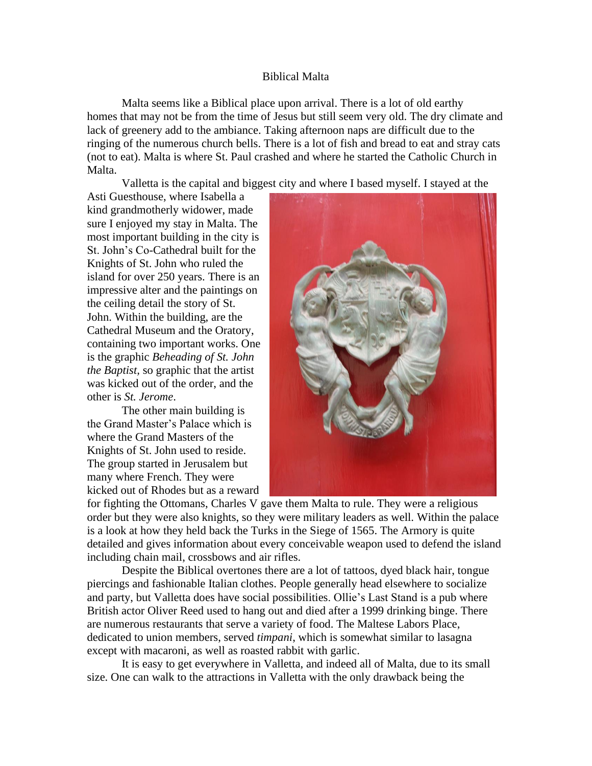# Biblical Malta

Malta seems like a Biblical place upon arrival. There is a lot of old earthy homes that may not be from the time of Jesus but still seem very old. The dry climate and lack of greenery add to the ambiance. Taking afternoon naps are difficult due to the ringing of the numerous church bells. There is a lot of fish and bread to eat and stray cats (not to eat). Malta is where St. Paul crashed and where he started the Catholic Church in Malta.

Valletta is the capital and biggest city and where I based myself. I stayed at the Asti Guesthouse, where Isabella a kind grandmotherly widower, made sure I enjoyed my stay in Malta. The most important building in the city is St. John's Co-Cathedral built for the Knights of St. John who ruled the island for over 250 years. There is an impressive alter and the paintings on the ceiling detail the story of St. John. Within the building, are the Cathedral Museum and the Oratory, containing two important works. One is the graphic *Beheading of St. John the Baptist,* so graphic that the artist was kicked out of the order, and the other is *St. Jerome*.

The other main building is the Grand Master's Palace which is where the Grand Masters of the Knights of St. John used to reside. The group started in Jerusalem but many where French. They were kicked out of Rhodes but as a reward for fighting the Ottomans, Charles V gave them Malta to rule. They were a religious order but they were also knights, so they were military leaders as well. Within the palace is a look at how they held back the Turks in the Siege of 1565. The Armory is quite detailed and gives information about every conceivable weapon used to defend the island including chain mail, crossbows and air rifles.

Despite the Biblical overtones there are a lot of tattoos, dyed black hair, tongue piercings and fashionable Italian clothes. People generally head elsewhere to socialize and party, but Valletta does have social possibilities. Ollie's Last Stand is a pub where British actor Oliver Reed used to hang out and died after a 1999 drinking binge. There are numerous restaurants that serve a variety of food. The Maltese Labors Place, dedicated to union members, served *timpani*, which is somewhat similar to lasagna except with macaroni, as well as roasted rabbit with garlic.

It is easy to get everywhere in Valletta, and indeed all of Malta, due to its small size. One can walk to the attractions in Valletta with the only drawback being the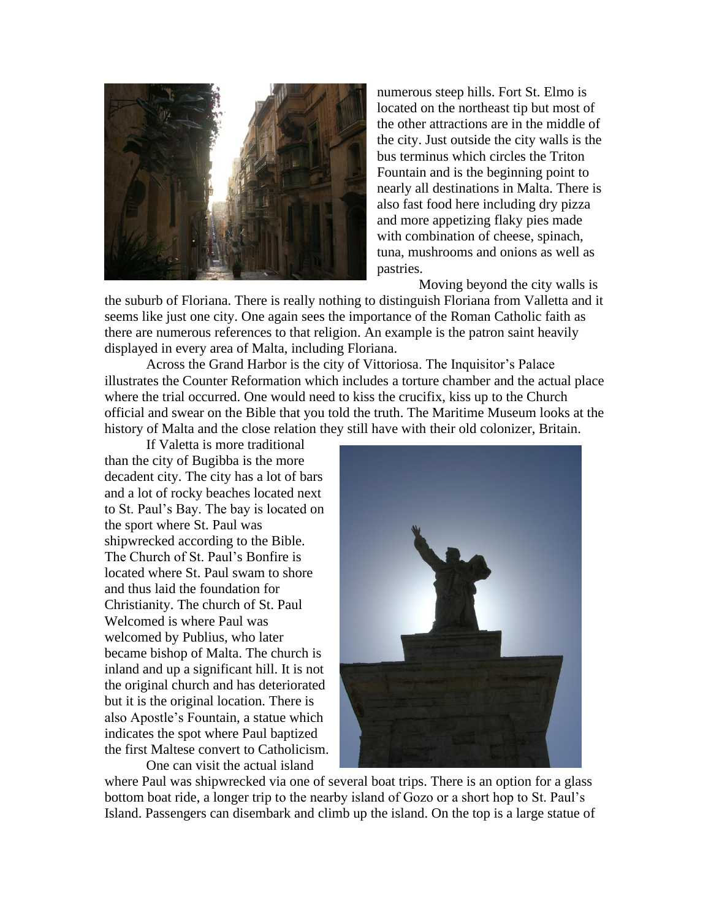numerous steep hills. Fort St. Elmo is located on the northeast tip but most of the other attractions are in the middle of the city. Just outside the city walls is the bus terminus which circles the Triton Fountain and is the beginning point to nearly all destinations in Malta. There is also fast food here including dry pizza and more appetizing flaky pies made with combination of cheese, spinach, tuna, mushrooms and onions as well as pastries.

Moving beyond the city walls is the suburb of Floriana. There is really nothing to distinguish Floriana from Valletta and it seems like just one city. One again sees the importance of the Roman Catholic faith as there are numerous references to that religion. An example is the patron saint heavily displayed in every area of Malta, including Floriana.

Across the Grand Harbor is the city of Vittoriosa. The Inquisitor's Palace illustrates the Counter Reformation which includes a torture chamber and the actual place where the trial occurred. One would need to kiss the crucifix, kiss up to the Church official and swear on the Bible that you told the truth. The Maritime Museum looks at the history of Malta and the close relation they still have with their old colonizer, Britain.

If Valetta is more traditional than the city of Bugibba is the more decadent city. The city has a lot of bars and a lot of rocky beaches located next to St. Paul's Bay. The bay is located on the sport where St. Paul was shipwrecked according to the Bible. The Church of St. Paul's Bonfire is located where St. Paul swam to shore and thus laid the foundation for Christianity. The church of St. Paul Welcomed is where Paul was welcomed by Publius, who later became bishop of Malta. The church is inland and up a significant hill. It is not the original church and has deteriorated but it is the original location. There is also Apostle's Fountain, a statue which indicates the spot where Paul baptized the first Maltese convert to Catholicism.

One can visit the actual island where Paul was shipwrecked via one of several boat trips. There is an option for a glass bottom boat ride, a longer trip to the nearby island of Gozo or a short hop to St. Paul's Island. Passengers can disembark and climb up the island. On the top is a large statue of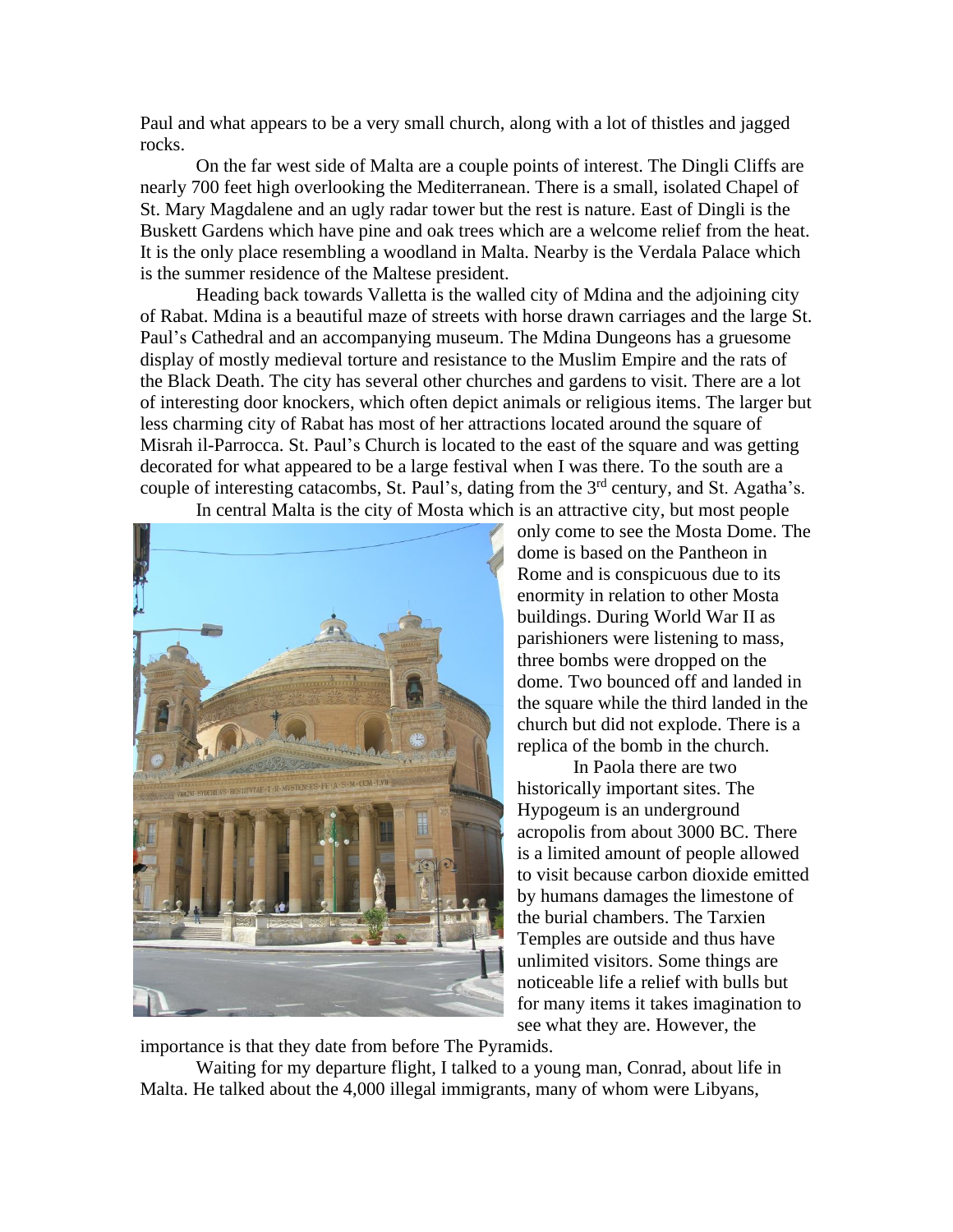Paul and what appears to be a very small church, along with a lot of thistles and jagged rocks.

On the far west side of Malta are a couple points of interest. The Dingli Cliffs are nearly 700 feet high overlooking the Mediterranean. There is a small, isolated Chapel of St. Mary Magdalene and an ugly radar tower but the rest is nature. East of Dingli is the Buskett Gardens which have pine and oak trees which are a welcome relief from the heat. It is the only place resembling a woodland in Malta. Nearby is the Verdala Palace which is the summer residence of the Maltese president.

Heading back towards Valletta is the walled city of Mdina and the adjoining city of Rabat. Mdina is a beautiful maze of streets with horse drawn carriages and the large St. Paul's Cathedral and an accompanying museum. The Mdina Dungeons has a gruesome display of mostly medieval torture and resistance to the Muslim Empire and the rats of the Black Death. The city has several other churches and gardens to visit. There are a lot of interesting door knockers, which often depict animals or religious items. The larger but less charming city of Rabat has most of her attractions located around the square of Misrah il-Parrocca. St. Paul's Church is located to the east of the square and was getting decorated for what appeared to be a large festival when I was there. To the south are a couple of interesting catacombs, St. Paul's, dating from the 3rd century, and St. Agatha's.

In central Malta is the city of Mosta which is an attractive city, but most people only come to see the Mosta Dome. The dome is based on the Pantheon in Rome and is conspicuous due to its enormity in relation to other Mosta buildings. During World War II as parishioners were listening to mass, three bombs were dropped on the dome. Two bounced off and landed in the square while the third landed in the church but did not explode. There is a replica of the bomb in the church.

In Paola there are two historically important sites. The Hypogeum is an underground acropolis from about 3000 BC. There is a limited amount of people allowed to visit because carbon dioxide emitted by humans damages the limestone of the burial chambers. The Tarxien Temples are outside and thus have unlimited visitors. Some things are noticeable life a relief with bulls but for many items it takes imagination to see what they are. However, the importance is that they date from before The Pyramids.

Waiting for my departure flight, I talked to a young man, Conrad, about life in Malta. He talked about the 4,000 illegal immigrants, many of whom were Libyans,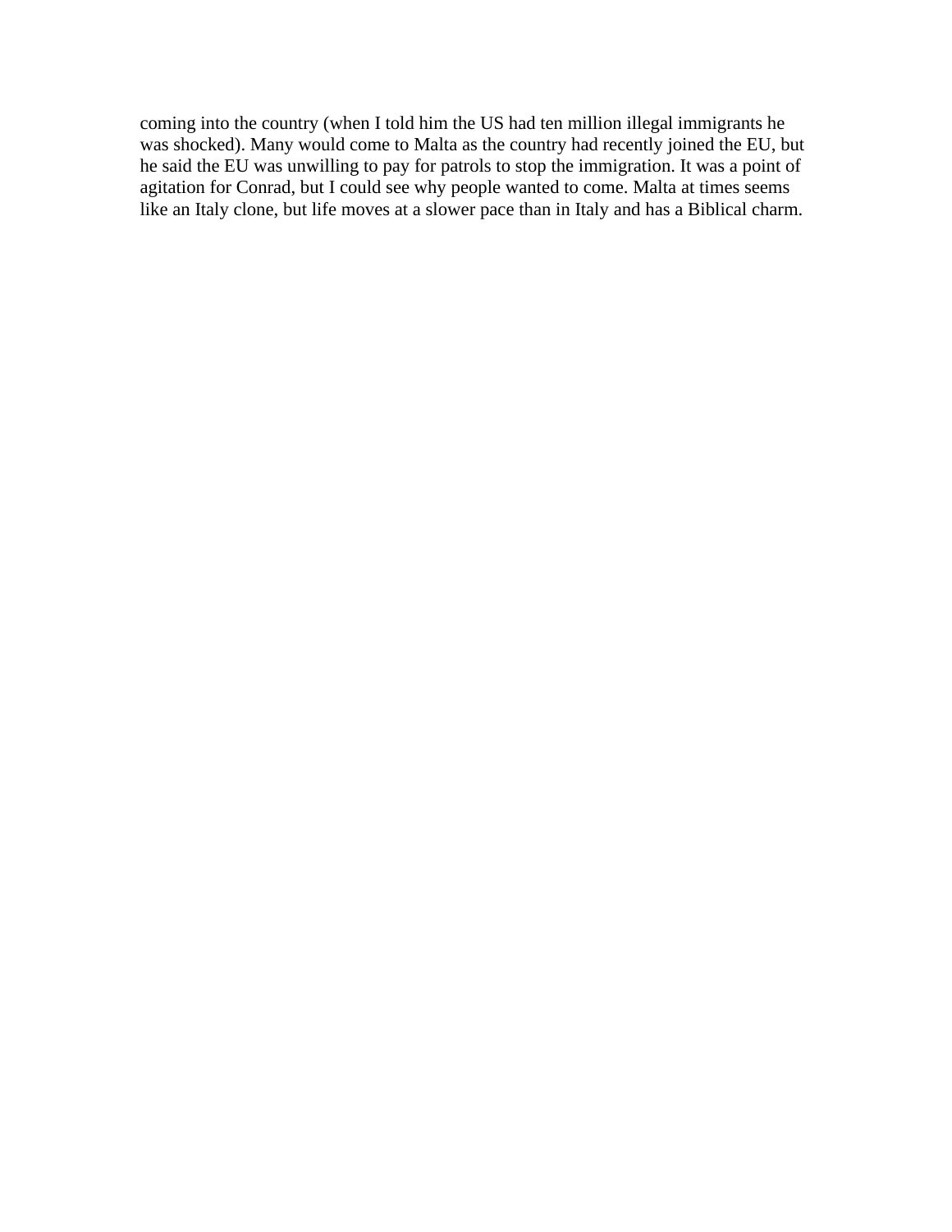coming into the country (when I told him the US had ten million illegal immigrants he was shocked). Many would come to Malta as the country had recently joined the EU, but he said the EU was unwilling to pay for patrols to stop the immigration. It was a point of agitation for Conrad, but I could see why people wanted to come. Malta at times seems like an Italy clone, but life moves at a slower pace than in Italy and has a Biblical charm.